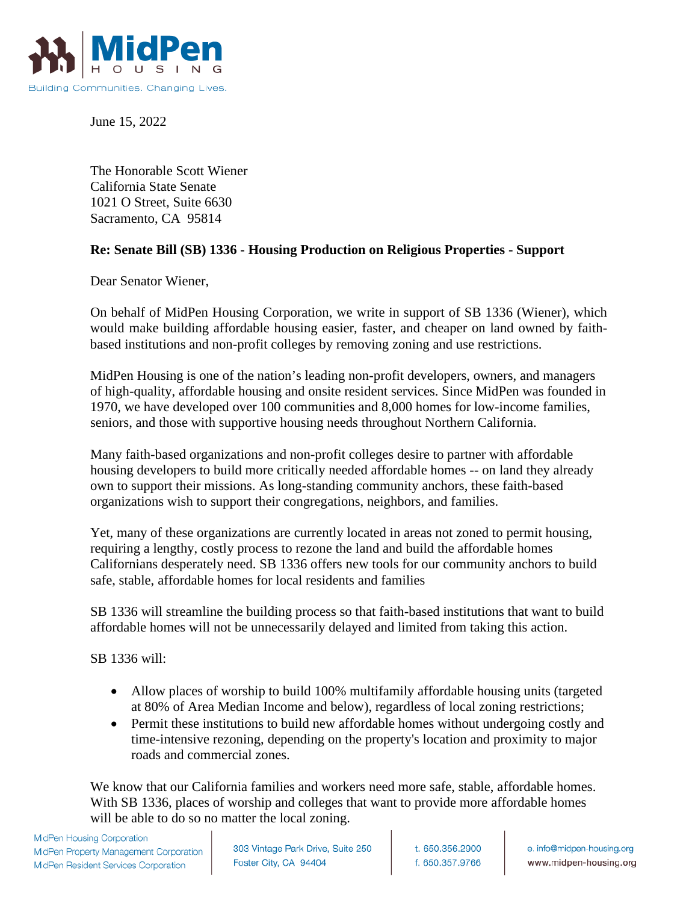MidPen HOUSING

Building Communities. Changing Lives.

June 15, 2022

The Honorable Scott Wiener
California State Senate
1021 O Street, Suite 6630
Sacramento, CA 95814

**Re: Senate Bill (SB) 1336 - Housing Production on Religious Properties - Support**

Dear Senator Wiener,

On behalf of MidPen Housing Corporation, we write in support of SB 1336 (Wiener), which would make building affordable housing easier, faster, and cheaper on land owned by faith-based institutions and non-profit colleges by removing zoning and use restrictions.

MidPen Housing is one of the nation's leading non-profit developers, owners, and managers of high-quality, affordable housing and onsite resident services. Since MidPen was founded in 1970, we have developed over 100 communities and 8,000 homes for low-income families, seniors, and those with supportive housing needs throughout Northern California.

Many faith-based organizations and non-profit colleges desire to partner with affordable housing developers to build more critically needed affordable homes -- on land they already own to support their missions. As long-standing community anchors, these faith-based organizations wish to support their congregations, neighbors, and families.

Yet, many of these organizations are currently located in areas not zoned to permit housing, requiring a lengthy, costly process to rezone the land and build the affordable homes Californians desperately need. SB 1336 offers new tools for our community anchors to build safe, stable, affordable homes for local residents and families

SB 1336 will streamline the building process so that faith-based institutions that want to build affordable homes will not be unnecessarily delayed and limited from taking this action.

SB 1336 will:

- Allow places of worship to build 100% multifamily affordable housing units (targeted at 80% of Area Median Income and below), regardless of local zoning restrictions;
- Permit these institutions to build new affordable homes without undergoing costly and time-intensive rezoning, depending on the property's location and proximity to major roads and commercial zones.

We know that our California families and workers need more safe, stable, affordable homes. With SB 1336, places of worship and colleges that want to provide more affordable homes will be able to do so no matter the local zoning.

MidPen Housing Corporation
MidPen Property Management Corporation
MidPen Resident Services Corporation

303 Vintage Park Drive, Suite 250
Foster City, CA 94404

t. 650.356.2900
f. 650.357.9766

e. info@midpen-housing.org
www.midpen-housing.org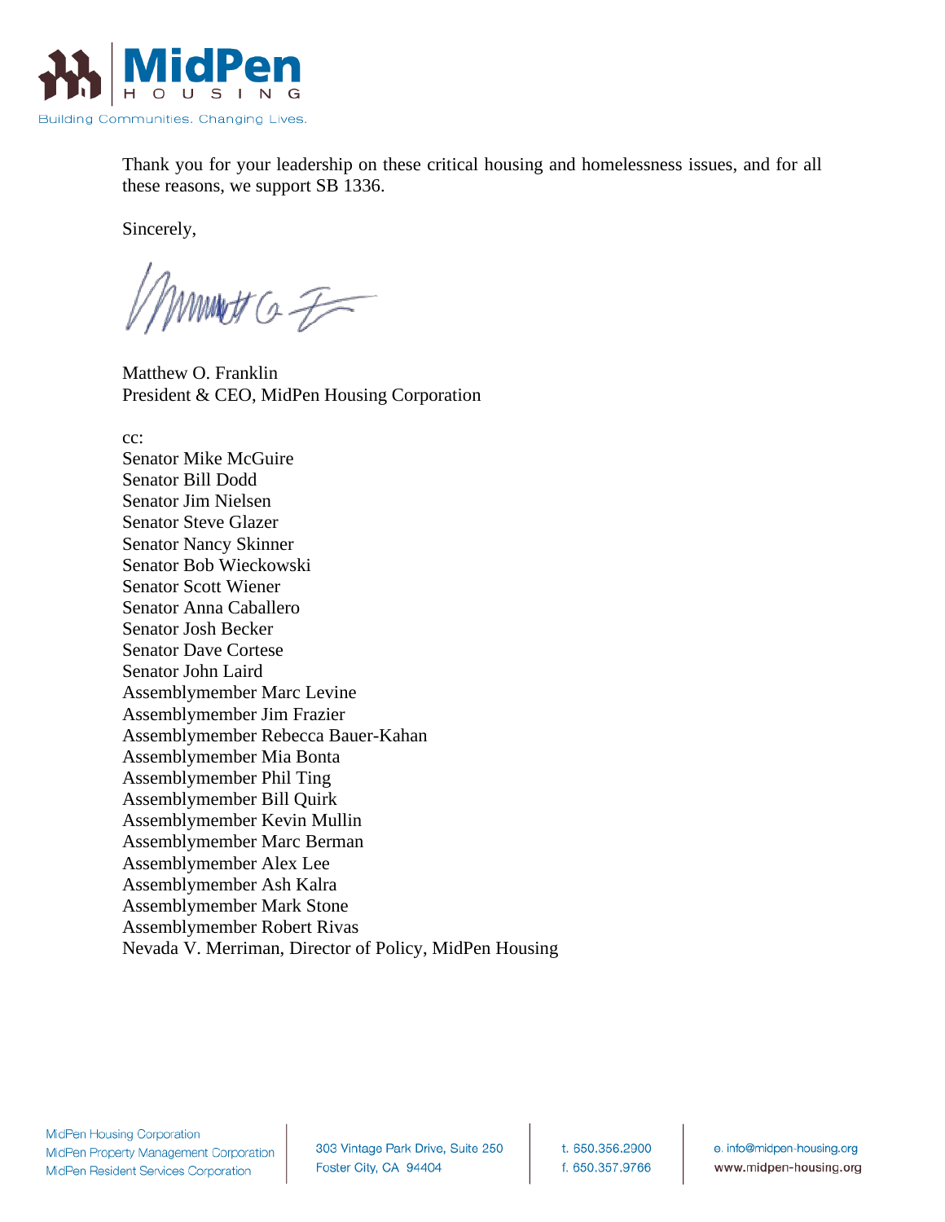Thank you for your leadership on these critical housing and homelessness issues, and for all these reasons, we support SB 1336.

Sincerely,

Matthew O. Franklin
President & CEO, MidPen Housing Corporation

cc:
Senator Mike McGuire
Senator Bill Dodd
Senator Jim Nielsen
Senator Steve Glazer
Senator Nancy Skinner
Senator Bob Wieckowski
Senator Scott Wiener
Senator Anna Caballero
Senator Josh Becker
Senator Dave Cortese
Senator John Laird
Assemblymember Marc Levine
Assemblymember Jim Frazier
Assemblymember Rebecca Bauer-Kahan
Assemblymember Mia Bonta
Assemblymember Phil Ting
Assemblymember Bill Quirk
Assemblymember Kevin Mullin
Assemblymember Marc Berman
Assemblymember Alex Lee
Assemblymember Ash Kalra
Assemblymember Mark Stone
Assemblymember Robert Rivas
Nevada V. Merriman, Director of Policy, MidPen Housing